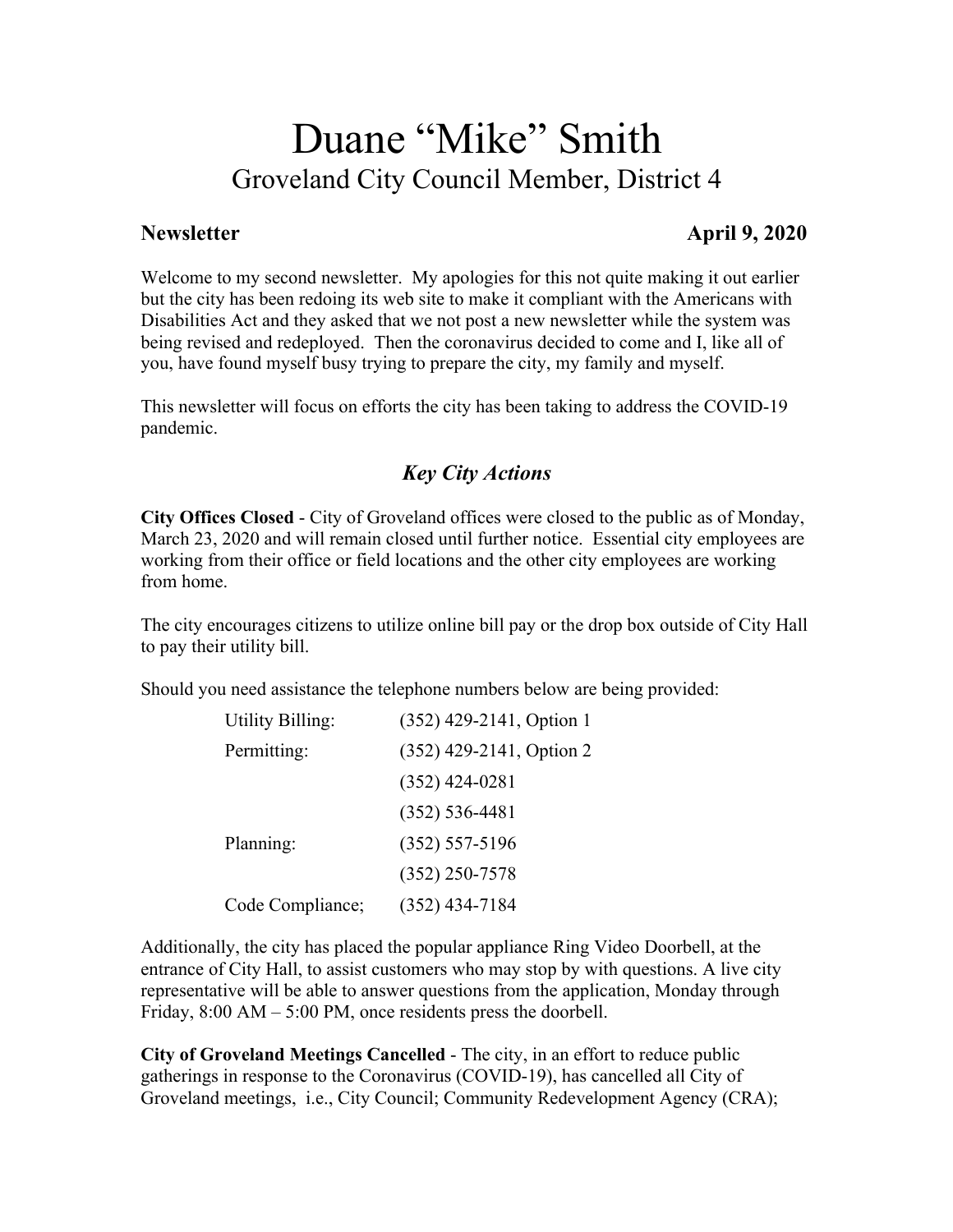# Duane "Mike" Smith

## Groveland City Council Member, District 4

**Newsletter** **April 9, 2020**

Welcome to my second newsletter. My apologies for this not quite making it out earlier but the city has been redoing its web site to make it compliant with the Americans with Disabilities Act and they asked that we not post a new newsletter while the system was being revised and redeployed. Then the coronavirus decided to come and I, like all of you, have found myself busy trying to prepare the city, my family and myself.

This newsletter will focus on efforts the city has been taking to address the COVID-19 pandemic.

### *Key City Actions*

**City Offices Closed** - City of Groveland offices were closed to the public as of Monday, March 23, 2020 and will remain closed until further notice. Essential city employees are working from their office or field locations and the other city employees are working from home.

The city encourages citizens to utilize online bill pay or the drop box outside of City Hall to pay their utility bill.

Should you need assistance the telephone numbers below are being provided:

| | |
|---|---|
| Utility Billing: | (352) 429-2141, Option 1 |
| Permitting: | (352) 429-2141, Option 2 |
| | (352) 424-0281 |
| | (352) 536-4481 |
| Planning: | (352) 557-5196 |
| | (352) 250-7578 |
| Code Compliance; | (352) 434-7184 |

Additionally, the city has placed the popular appliance Ring Video Doorbell, at the entrance of City Hall, to assist customers who may stop by with questions. A live city representative will be able to answer questions from the application, Monday through Friday, 8:00 AM – 5:00 PM, once residents press the doorbell.

**City of Groveland Meetings Cancelled** - The city, in an effort to reduce public gatherings in response to the Coronavirus (COVID-19), has cancelled all City of Groveland meetings, i.e., City Council; Community Redevelopment Agency (CRA);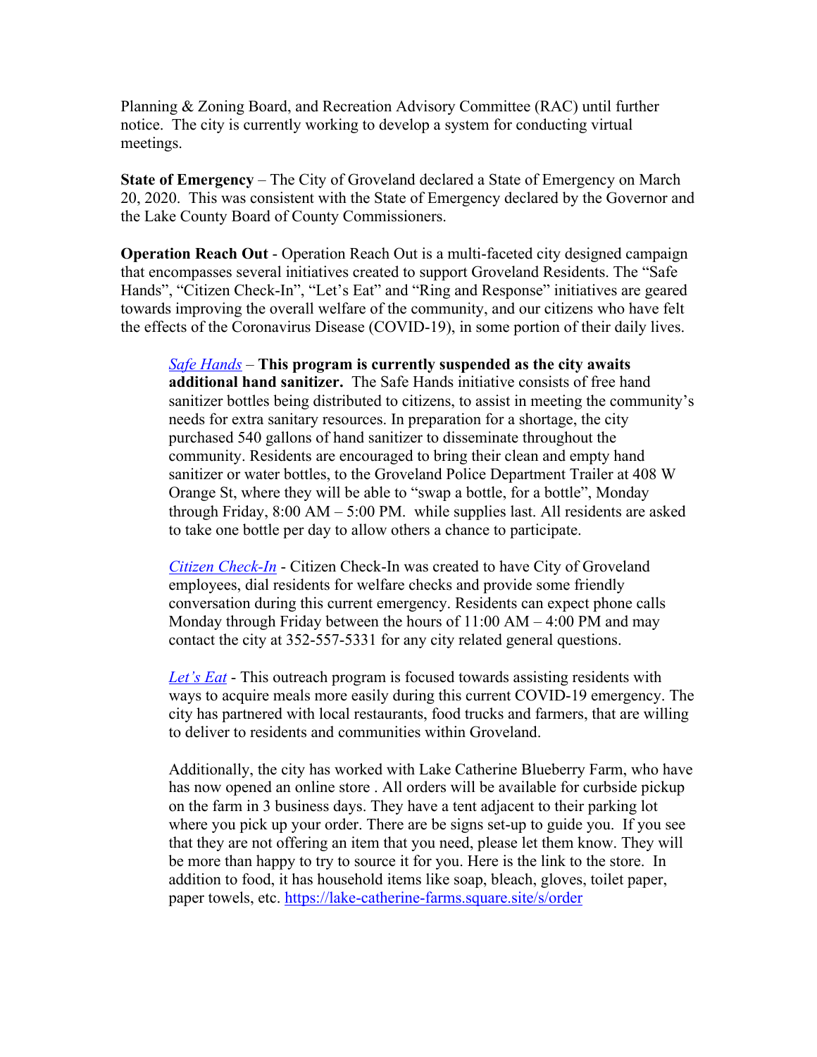Planning & Zoning Board, and Recreation Advisory Committee (RAC) until further notice. The city is currently working to develop a system for conducting virtual meetings.

**State of Emergency** – The City of Groveland declared a State of Emergency on March 20, 2020. This was consistent with the State of Emergency declared by the Governor and the Lake County Board of County Commissioners.

**Operation Reach Out** - Operation Reach Out is a multi-faceted city designed campaign that encompasses several initiatives created to support Groveland Residents. The "Safe Hands", "Citizen Check-In", "Let's Eat" and "Ring and Response" initiatives are geared towards improving the overall welfare of the community, and our citizens who have felt the effects of the Coronavirus Disease (COVID-19), in some portion of their daily lives.

> *Safe Hands* – **This program is currently suspended as the city awaits additional hand sanitizer.** The Safe Hands initiative consists of free hand sanitizer bottles being distributed to citizens, to assist in meeting the community's needs for extra sanitary resources. In preparation for a shortage, the city purchased 540 gallons of hand sanitizer to disseminate throughout the community. Residents are encouraged to bring their clean and empty hand sanitizer or water bottles, to the Groveland Police Department Trailer at 408 W Orange St, where they will be able to "swap a bottle, for a bottle", Monday through Friday, 8:00 AM – 5:00 PM. while supplies last. All residents are asked to take one bottle per day to allow others a chance to participate.
>
> *Citizen Check-In* - Citizen Check-In was created to have City of Groveland employees, dial residents for welfare checks and provide some friendly conversation during this current emergency. Residents can expect phone calls Monday through Friday between the hours of 11:00 AM – 4:00 PM and may contact the city at 352-557-5331 for any city related general questions.
>
> *Let's Eat* - This outreach program is focused towards assisting residents with ways to acquire meals more easily during this current COVID-19 emergency. The city has partnered with local restaurants, food trucks and farmers, that are willing to deliver to residents and communities within Groveland.
>
> Additionally, the city has worked with Lake Catherine Blueberry Farm, who have has now opened an online store . All orders will be available for curbside pickup on the farm in 3 business days. They have a tent adjacent to their parking lot where you pick up your order. There are be signs set-up to guide you. If you see that they are not offering an item that you need, please let them know. They will be more than happy to try to source it for you. Here is the link to the store. In addition to food, it has household items like soap, bleach, gloves, toilet paper, paper towels, etc. https://lake-catherine-farms.square.site/s/order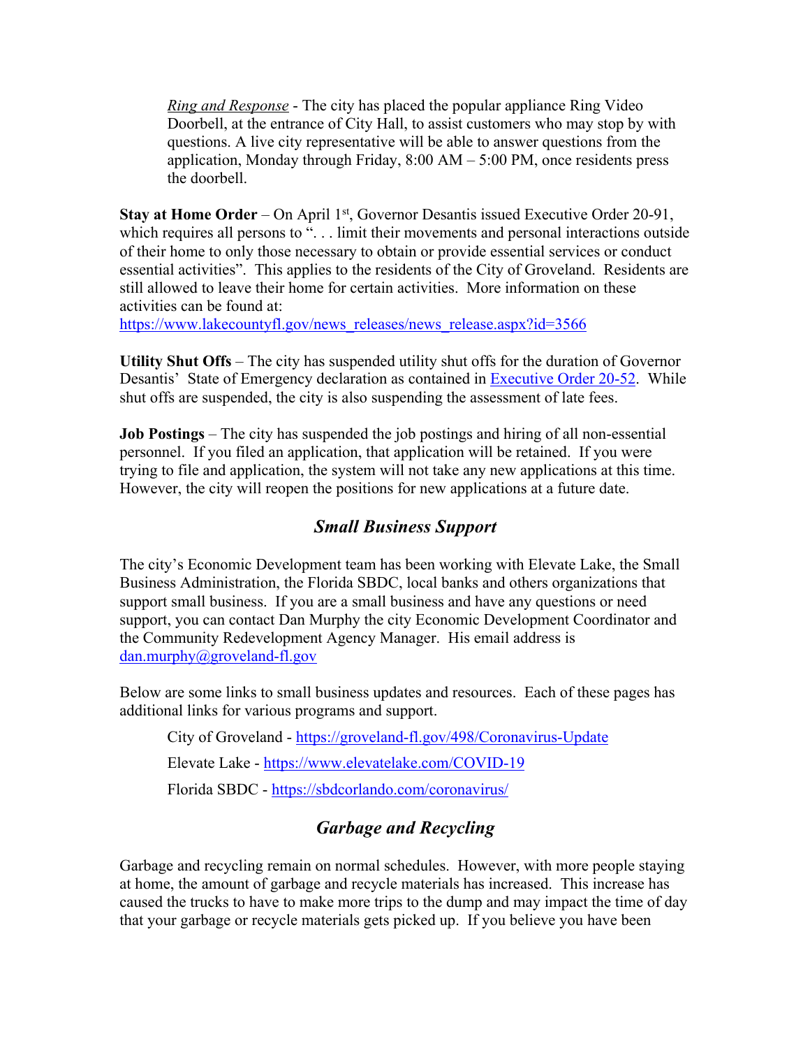*Ring and Response* - The city has placed the popular appliance Ring Video Doorbell, at the entrance of City Hall, to assist customers who may stop by with questions. A live city representative will be able to answer questions from the application, Monday through Friday, 8:00 AM – 5:00 PM, once residents press the doorbell.

**Stay at Home Order** – On April 1st, Governor Desantis issued Executive Order 20-91, which requires all persons to ". . . limit their movements and personal interactions outside of their home to only those necessary to obtain or provide essential services or conduct essential activities". This applies to the residents of the City of Groveland. Residents are still allowed to leave their home for certain activities. More information on these activities can be found at: https://www.lakecountyfl.gov/news_releases/news_release.aspx?id=3566

**Utility Shut Offs** – The city has suspended utility shut offs for the duration of Governor Desantis' State of Emergency declaration as contained in Executive Order 20-52. While shut offs are suspended, the city is also suspending the assessment of late fees.

**Job Postings** – The city has suspended the job postings and hiring of all non-essential personnel. If you filed an application, that application will be retained. If you were trying to file and application, the system will not take any new applications at this time. However, the city will reopen the positions for new applications at a future date.

## *Small Business Support*

The city's Economic Development team has been working with Elevate Lake, the Small Business Administration, the Florida SBDC, local banks and others organizations that support small business. If you are a small business and have any questions or need support, you can contact Dan Murphy the city Economic Development Coordinator and the Community Redevelopment Agency Manager. His email address is dan.murphy@groveland-fl.gov

Below are some links to small business updates and resources. Each of these pages has additional links for various programs and support.

City of Groveland - https://groveland-fl.gov/498/Coronavirus-Update

Elevate Lake - https://www.elevatelake.com/COVID-19

Florida SBDC - https://sbdcorlando.com/coronavirus/

## *Garbage and Recycling*

Garbage and recycling remain on normal schedules. However, with more people staying at home, the amount of garbage and recycle materials has increased. This increase has caused the trucks to have to make more trips to the dump and may impact the time of day that your garbage or recycle materials gets picked up. If you believe you have been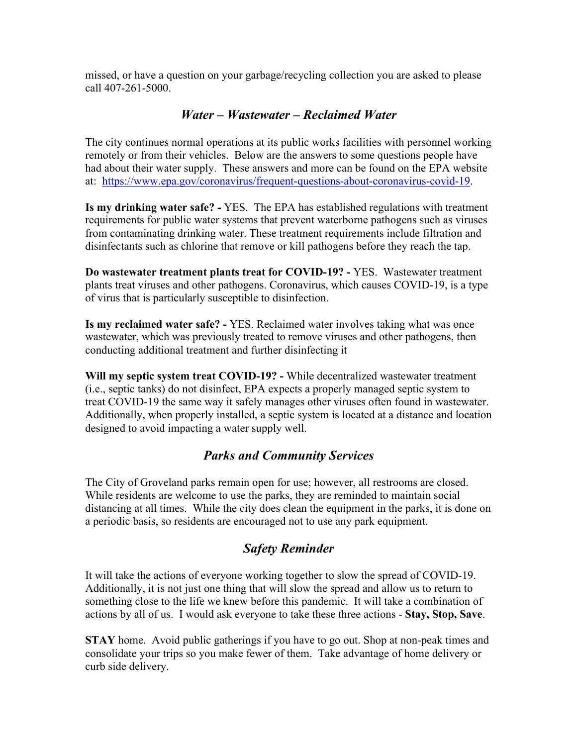missed, or have a question on your garbage/recycling collection you are asked to please call 407-261-5000.

## *Water – Wastewater – Reclaimed Water*

The city continues normal operations at its public works facilities with personnel working remotely or from their vehicles. Below are the answers to some questions people have had about their water supply. These answers and more can be found on the EPA website at: [https://www.epa.gov/coronavirus/frequent-questions-about-coronavirus-covid-19](https://www.epa.gov/coronavirus/frequent-questions-about-coronavirus-covid-19).

**Is my drinking water safe? -** YES. The EPA has established regulations with treatment requirements for public water systems that prevent waterborne pathogens such as viruses from contaminating drinking water. These treatment requirements include filtration and disinfectants such as chlorine that remove or kill pathogens before they reach the tap.

**Do wastewater treatment plants treat for COVID-19? -** YES. Wastewater treatment plants treat viruses and other pathogens. Coronavirus, which causes COVID-19, is a type of virus that is particularly susceptible to disinfection.

**Is my reclaimed water safe? -** YES. Reclaimed water involves taking what was once wastewater, which was previously treated to remove viruses and other pathogens, then conducting additional treatment and further disinfecting it

**Will my septic system treat COVID-19? -** While decentralized wastewater treatment (i.e., septic tanks) do not disinfect, EPA expects a properly managed septic system to treat COVID-19 the same way it safely manages other viruses often found in wastewater. Additionally, when properly installed, a septic system is located at a distance and location designed to avoid impacting a water supply well.

## *Parks and Community Services*

The City of Groveland parks remain open for use; however, all restrooms are closed. While residents are welcome to use the parks, they are reminded to maintain social distancing at all times. While the city does clean the equipment in the parks, it is done on a periodic basis, so residents are encouraged not to use any park equipment.

## *Safety Reminder*

It will take the actions of everyone working together to slow the spread of COVID-19. Additionally, it is not just one thing that will slow the spread and allow us to return to something close to the life we knew before this pandemic. It will take a combination of actions by all of us. I would ask everyone to take these three actions - **Stay, Stop, Save**.

**STAY** home. Avoid public gatherings if you have to go out. Shop at non-peak times and consolidate your trips so you make fewer of them. Take advantage of home delivery or curb side delivery.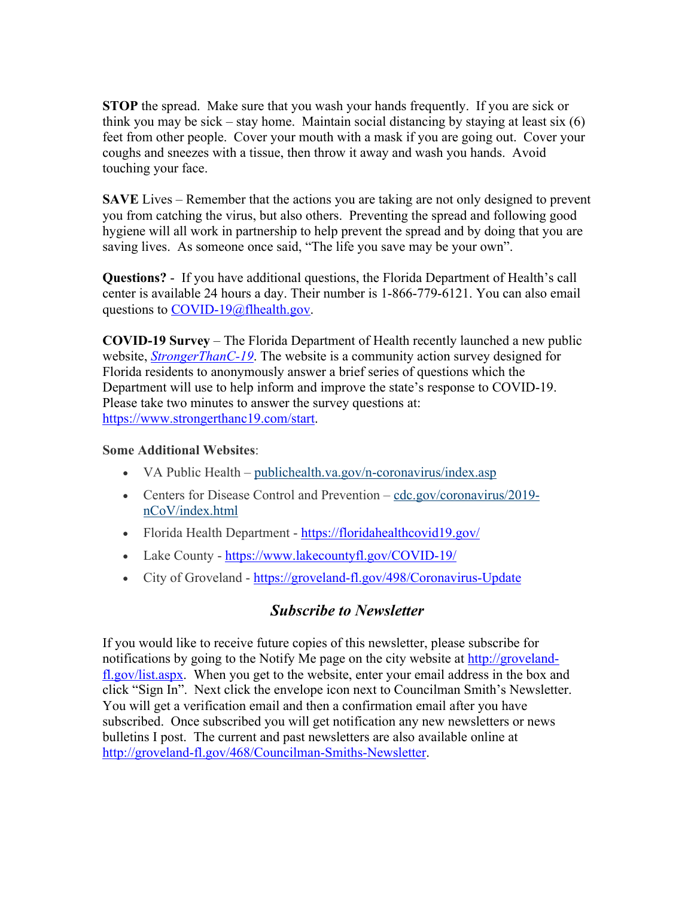**STOP** the spread. Make sure that you wash your hands frequently. If you are sick or think you may be sick – stay home. Maintain social distancing by staying at least six (6) feet from other people. Cover your mouth with a mask if you are going out. Cover your coughs and sneezes with a tissue, then throw it away and wash you hands. Avoid touching your face.

**SAVE** Lives – Remember that the actions you are taking are not only designed to prevent you from catching the virus, but also others. Preventing the spread and following good hygiene will all work in partnership to help prevent the spread and by doing that you are saving lives. As someone once said, "The life you save may be your own".

**Questions?** - If you have additional questions, the Florida Department of Health's call center is available 24 hours a day. Their number is 1-866-779-6121. You can also email questions to COVID-19@flhealth.gov.

**COVID-19 Survey** – The Florida Department of Health recently launched a new public website, *StrongerThanC-19*. The website is a community action survey designed for Florida residents to anonymously answer a brief series of questions which the Department will use to help inform and improve the state's response to COVID-19. Please take two minutes to answer the survey questions at: https://www.strongerthanc19.com/start.

**Some Additional Websites**:

- VA Public Health – publichealth.va.gov/n-coronavirus/index.asp
- Centers for Disease Control and Prevention – cdc.gov/coronavirus/2019-nCoV/index.html
- Florida Health Department - https://floridahealthcovid19.gov/
- Lake County - https://www.lakecountyfl.gov/COVID-19/
- City of Groveland - https://groveland-fl.gov/498/Coronavirus-Update

## *Subscribe to Newsletter*

If you would like to receive future copies of this newsletter, please subscribe for notifications by going to the Notify Me page on the city website at http://groveland-fl.gov/list.aspx. When you get to the website, enter your email address in the box and click "Sign In". Next click the envelope icon next to Councilman Smith's Newsletter. You will get a verification email and then a confirmation email after you have subscribed. Once subscribed you will get notification any new newsletters or news bulletins I post. The current and past newsletters are also available online at http://groveland-fl.gov/468/Councilman-Smiths-Newsletter.